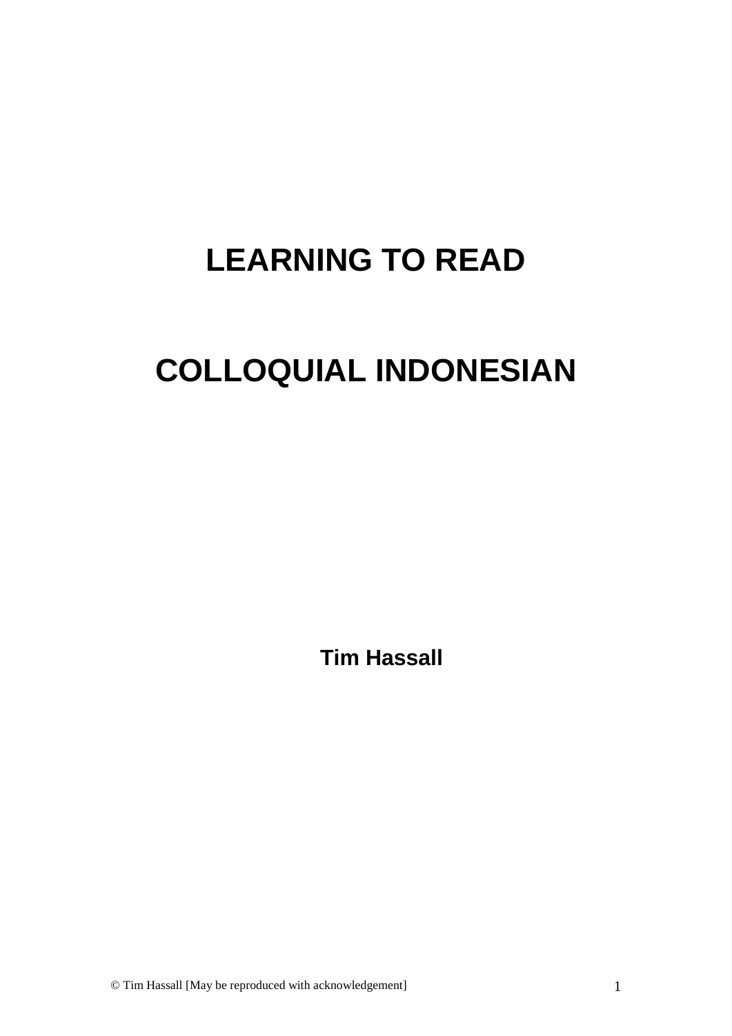# LEARNING TO READ

# COLLOQUIAL INDONESIAN

**Tim Hassall**

© Tim Hassall [May be reproduced with acknowledgement]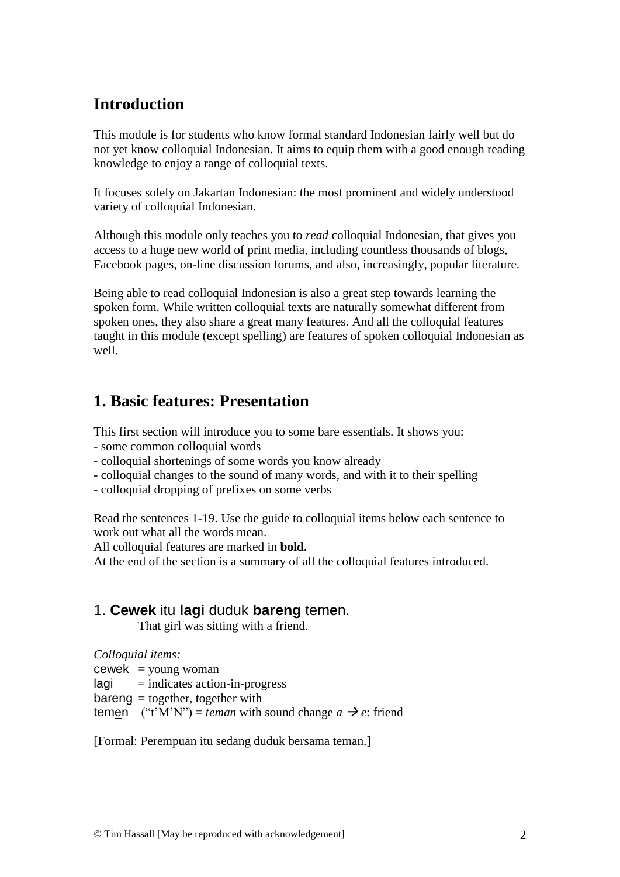## Introduction

This module is for students who know formal standard Indonesian fairly well but do not yet know colloquial Indonesian. It aims to equip them with a good enough reading knowledge to enjoy a range of colloquial texts.

It focuses solely on Jakartan Indonesian: the most prominent and widely understood variety of colloquial Indonesian.

Although this module only teaches you to *read* colloquial Indonesian, that gives you access to a huge new world of print media, including countless thousands of blogs, Facebook pages, on-line discussion forums, and also, increasingly, popular literature.

Being able to read colloquial Indonesian is also a great step towards learning the spoken form. While written colloquial texts are naturally somewhat different from spoken ones, they also share a great many features. And all the colloquial features taught in this module (except spelling) are features of spoken colloquial Indonesian as well.

## 1. Basic features: Presentation

This first section will introduce you to some bare essentials. It shows you:
- some common colloquial words
- colloquial shortenings of some words you know already
- colloquial changes to the sound of many words, and with it to their spelling
- colloquial dropping of prefixes on some verbs

Read the sentences 1-19. Use the guide to colloquial items below each sentence to work out what all the words mean.
All colloquial features are marked in **bold.**
At the end of the section is a summary of all the colloquial features introduced.

### 1. **Cewek** itu **lagi** duduk **bareng** tem**e**n.

That girl was sitting with a friend.

*Colloquial items:*
cewek = young woman
lagi = indicates action-in-progress
bareng = together, together with
temen ("t'M'N") = *teman* with sound change *a* → *e*: friend

[Formal: Perempuan itu sedang duduk bersama teman.]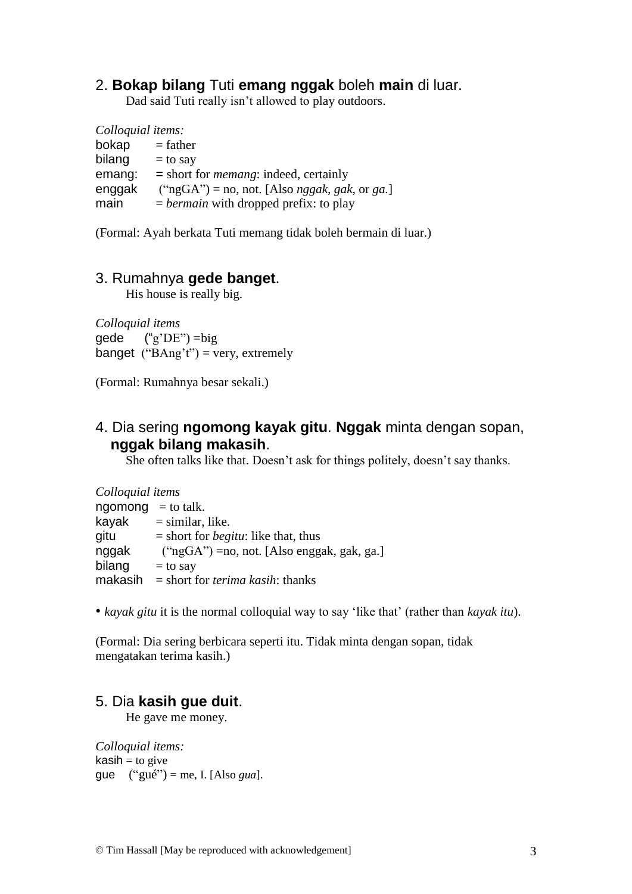2. **Bokap bilang** Tuti **emang nggak** boleh **main** di luar.

Dad said Tuti really isn't allowed to play outdoors.

*Colloquial items:*

bokap = father
bilang = to say
emang: = short for *memang*: indeed, certainly
enggak ("ngGA") = no, not. [Also *nggak*, *gak*, or *ga*.]
main = *bermain* with dropped prefix: to play

(Formal: Ayah berkata Tuti memang tidak boleh bermain di luar.)

3. Rumahnya **gede banget**.

His house is really big.

*Colloquial items*

gede ("g'DE") =big
banget ("BAng't") = very, extremely

(Formal: Rumahnya besar sekali.)

4. Dia sering **ngomong kayak gitu**. **Nggak** minta dengan sopan, **nggak bilang makasih**.

She often talks like that. Doesn't ask for things politely, doesn't say thanks.

*Colloquial items*

ngomong = to talk.
kayak = similar, like.
gitu = short for *begitu*: like that, thus
nggak ("ngGA") =no, not. [Also enggak, gak, ga.]
bilang = to say
makasih = short for *terima kasih*: thanks

- *kayak gitu* it is the normal colloquial way to say 'like that' (rather than *kayak itu*).

(Formal: Dia sering berbicara seperti itu. Tidak minta dengan sopan, tidak mengatakan terima kasih.)

5. Dia **kasih gue duit**.

He gave me money.

*Colloquial items:*

kasih = to give
gue ("gué") = me, I. [Also *gua*].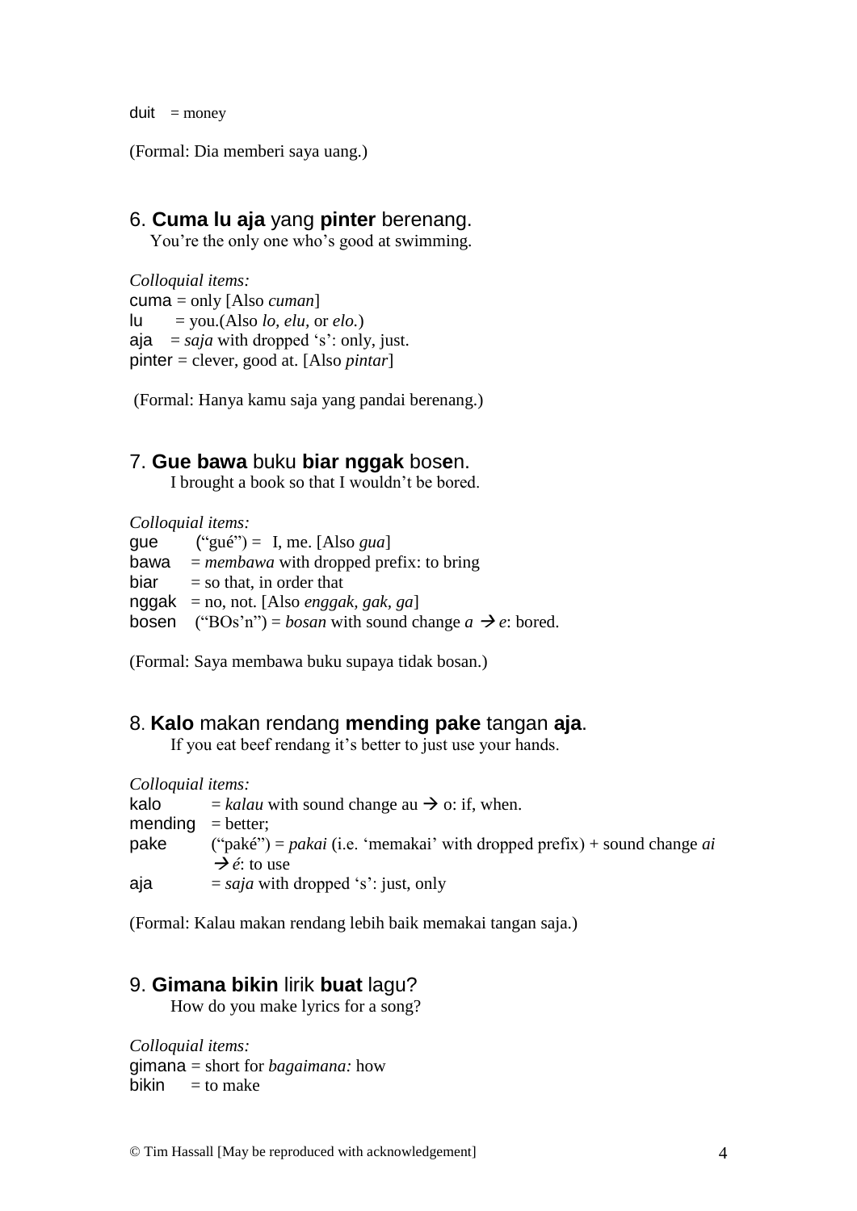duit = money

(Formal: Dia memberi saya uang.)

### 6. **Cuma lu aja** yang **pinter** berenang.

You're the only one who's good at swimming.

*Colloquial items:*

cuma = only [Also *cuman*]
lu = you.(Also *lo, elu,* or *elo.*)
aja = *saja* with dropped 's': only, just.
pinter = clever, good at. [Also *pintar*]

(Formal: Hanya kamu saja yang pandai berenang.)

### 7. **Gue bawa** buku **biar nggak** bos**e**n.

I brought a book so that I wouldn't be bored.

*Colloquial items:*

gue ("gué") = I, me. [Also *gua*]
bawa = *membawa* with dropped prefix: to bring
biar = so that, in order that
nggak = no, not. [Also *enggak, gak, ga*]
bosen ("BOs'n") = *bosan* with sound change *a* → *e*: bored.

(Formal: Saya membawa buku supaya tidak bosan.)

### 8. **Kalo** makan rendang **mending pake** tangan **aja**.

If you eat beef rendang it's better to just use your hands.

*Colloquial items:*

kalo = *kalau* with sound change au → o: if, when.
mending = better;
pake ("paké") = *pakai* (i.e. 'memakai' with dropped prefix) + sound change *ai* → *é*: to use
aja = *saja* with dropped 's': just, only

(Formal: Kalau makan rendang lebih baik memakai tangan saja.)

### 9. **Gimana bikin** lirik **buat** lagu?

How do you make lyrics for a song?

*Colloquial items:*

gimana = short for *bagaimana:* how
bikin = to make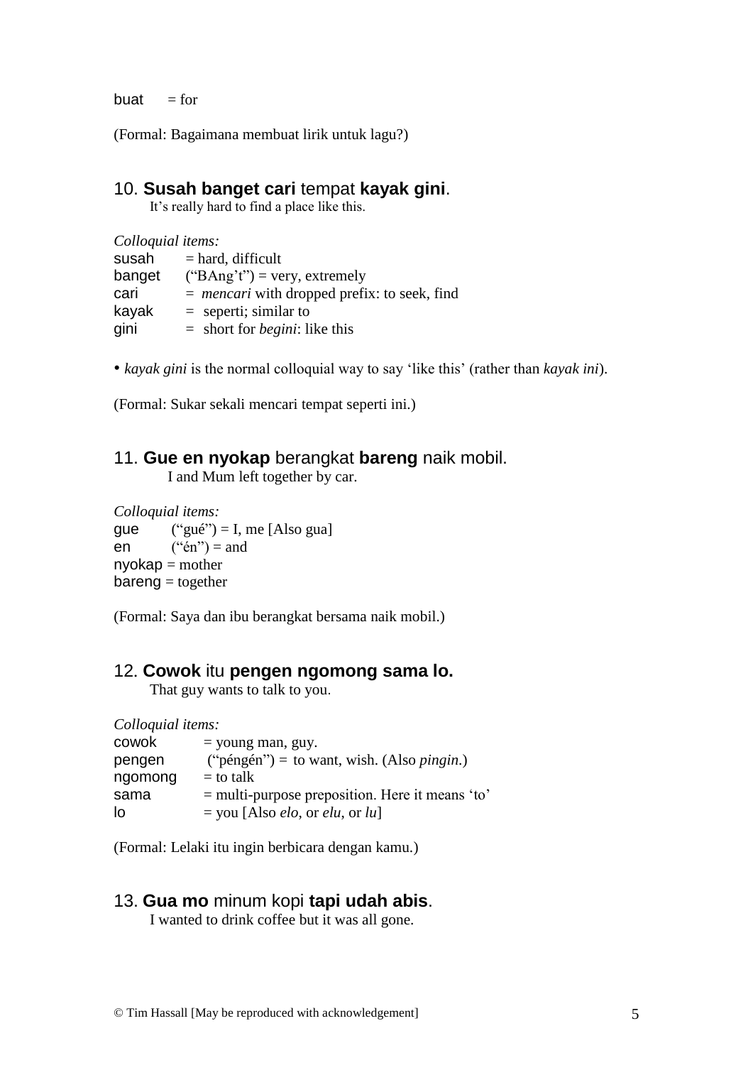buat = for

(Formal: Bagaimana membuat lirik untuk lagu?)

## 10. **Susah banget cari** tempat **kayak gini**.

It's really hard to find a place like this.

*Colloquial items:*

susah = hard, difficult
banget ("BAng't") = very, extremely
cari = *mencari* with dropped prefix: to seek, find
kayak = seperti; similar to
gini = short for *begini*: like this

• *kayak gini* is the normal colloquial way to say 'like this' (rather than *kayak ini*).

(Formal: Sukar sekali mencari tempat seperti ini.)

## 11. **Gue en nyokap** berangkat **bareng** naik mobil.

I and Mum left together by car.

*Colloquial items:*

gue ("gué") = I, me [Also gua]
en ("én") = and
nyokap = mother
bareng = together

(Formal: Saya dan ibu berangkat bersama naik mobil.)

## 12. **Cowok** itu **pengen ngomong sama lo.**

That guy wants to talk to you.

*Colloquial items:*

cowok = young man, guy.
pengen ("péngén") = to want, wish. (Also *pingin*.)
ngomong = to talk
sama = multi-purpose preposition. Here it means 'to'
lo = you [Also *elo*, or *elu*, or *lu*]

(Formal: Lelaki itu ingin berbicara dengan kamu.)

## 13. **Gua mo** minum kopi **tapi udah abis**.

I wanted to drink coffee but it was all gone.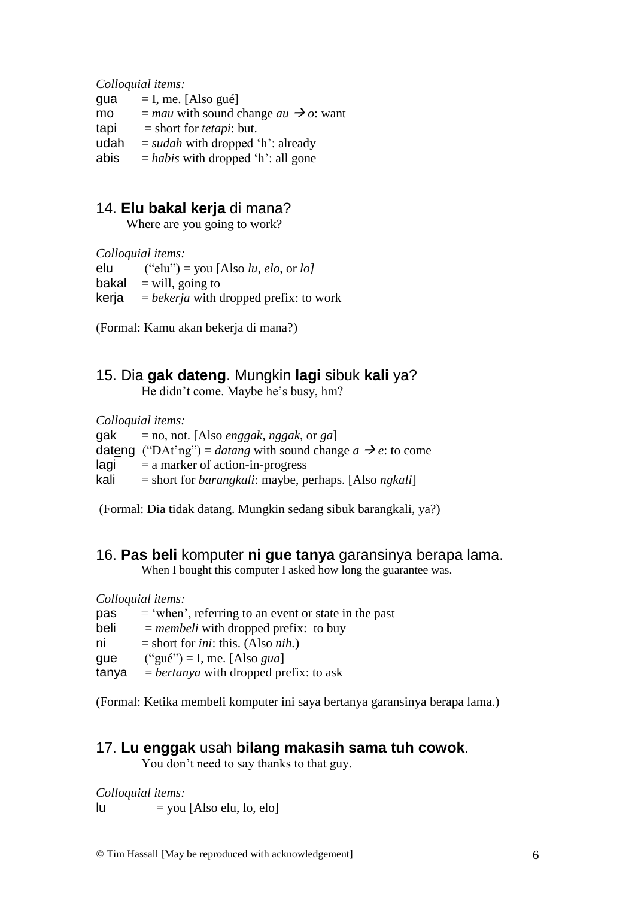*Colloquial items:*

gua = I, me. [Also gué]
mo = *mau* with sound change *au* → *o*: want
tapi = short for *tetapi*: but.
udah = *sudah* with dropped 'h': already
abis = *habis* with dropped 'h': all gone

## 14. **Elu bakal kerja** di mana?

Where are you going to work?

*Colloquial items:*

elu ("elu") = you [Also *lu, elo*, or *lo]*
bakal = will, going to
kerja = *bekerja* with dropped prefix: to work

(Formal: Kamu akan bekerja di mana?)

## 15. Dia **gak dateng**. Mungkin **lagi** sibuk **kali** ya?

He didn't come. Maybe he's busy, hm?

*Colloquial items:*

gak = no, not. [Also *enggak, nggak*, or *ga*]
dat<u>e</u>ng ("DAt'ng") = *datang* with sound change *a* → *e*: to come
lagi = a marker of action-in-progress
kali = short for *barangkali*: maybe, perhaps. [Also *ngkali*]

(Formal: Dia tidak datang. Mungkin sedang sibuk barangkali, ya?)

## 16. **Pas beli** komputer **ni gue tanya** garansinya berapa lama.

When I bought this computer I asked how long the guarantee was.

*Colloquial items:*

pas = 'when', referring to an event or state in the past
beli = *membeli* with dropped prefix: to buy
ni = short for *ini*: this. (Also *nih.*)
gue ("gué") = I, me. [Also *gua*]
tanya = *bertanya* with dropped prefix: to ask

(Formal: Ketika membeli komputer ini saya bertanya garansinya berapa lama.)

## 17. **Lu enggak** usah **bilang makasih sama tuh cowok**.

You don't need to say thanks to that guy.

*Colloquial items:*

lu = you [Also elu, lo, elo]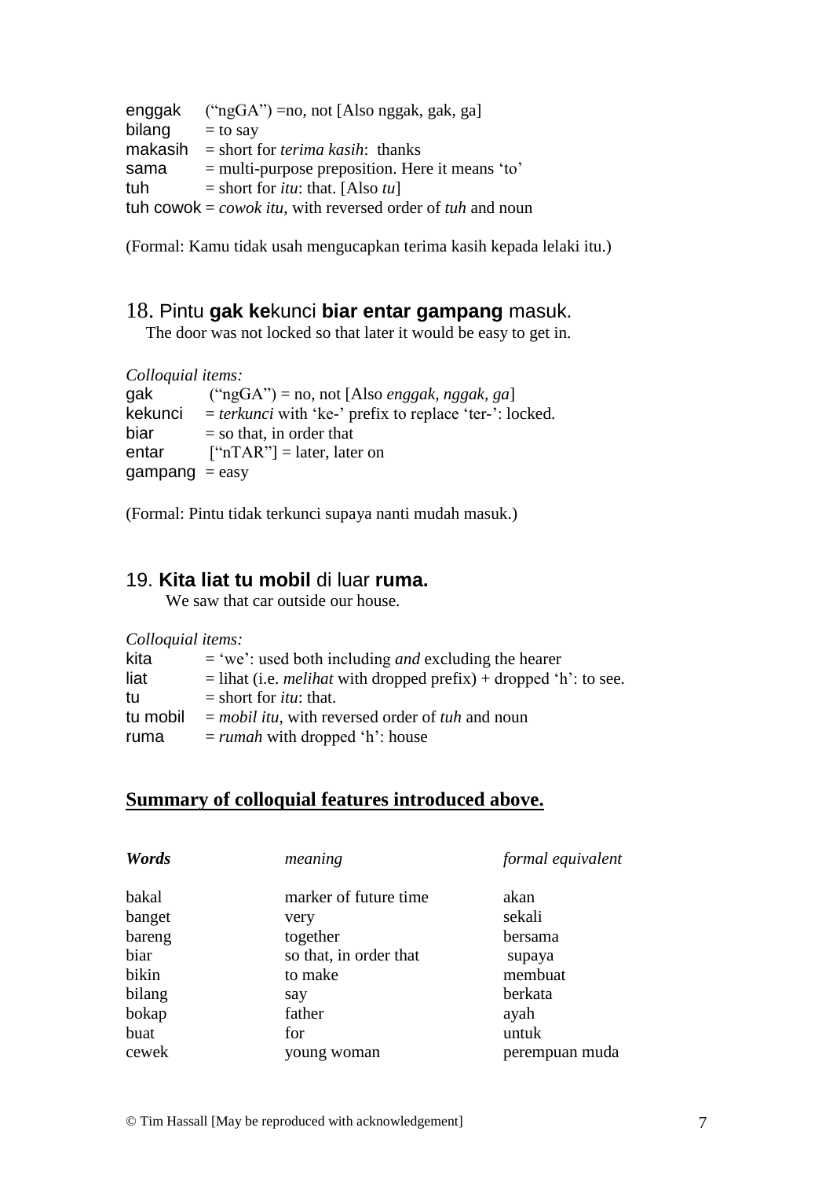enggak (“ngGA”) =no, not [Also nggak, gak, ga]
bilang = to say
makasih = short for *terima kasih*: thanks
sama = multi-purpose preposition. Here it means ‘to’
tuh = short for *itu*: that. [Also *tu*]
tuh cowok = *cowok itu*, with reversed order of *tuh* and noun

(Formal: Kamu tidak usah mengucapkan terima kasih kepada lelaki itu.)

## 18. Pintu **gak ke**kunci **biar entar gampang** masuk.

The door was not locked so that later it would be easy to get in.

*Colloquial items:*
gak (“ngGA”) = no, not [Also *enggak, nggak, ga*]
kekunci = *terkunci* with ‘ke-’ prefix to replace ‘ter-’: locked.
biar = so that, in order that
entar [“nTAR”] = later, later on
gampang = easy

(Formal: Pintu tidak terkunci supaya nanti mudah masuk.)

## 19. **Kita liat tu mobil** di luar **ruma.**

We saw that car outside our house.

*Colloquial items:*
kita = ‘we’: used both including *and* excluding the hearer
liat = lihat (i.e. *melihat* with dropped prefix) + dropped ‘h’: to see.
tu = short for *itu*: that.
tu mobil = *mobil itu*, with reversed order of *tuh* and noun
ruma = *rumah* with dropped ‘h’: house

## Summary of colloquial features introduced above.

| *Words* | *meaning* | *formal equivalent* |
|---|---|---|
| bakal | marker of future time | akan |
| banget | very | sekali |
| bareng | together | bersama |
| biar | so that, in order that | supaya |
| bikin | to make | membuat |
| bilang | say | berkata |
| bokap | father | ayah |
| buat | for | untuk |
| cewek | young woman | perempuan muda |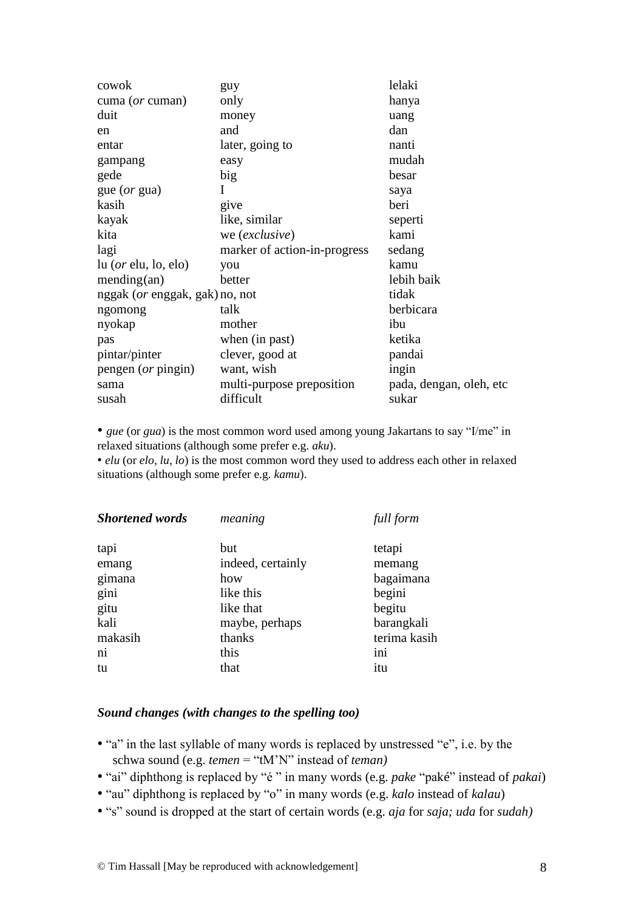| | | |
|---|---|---|
| cowok | guy | lelaki |
| cuma (*or* cuman) | only | hanya |
| duit | money | uang |
| en | and | dan |
| entar | later, going to | nanti |
| gampang | easy | mudah |
| gede | big | besar |
| gue (*or* gua) | I | saya |
| kasih | give | beri |
| kayak | like, similar | seperti |
| kita | we (*exclusive*) | kami |
| lagi | marker of action-in-progress | sedang |
| lu (*or* elu, lo, elo) | you | kamu |
| mending(an) | better | lebih baik |
| nggak (*or* enggak, gak) | no, not | tidak |
| ngomong | talk | berbicara |
| nyokap | mother | ibu |
| pas | when (in past) | ketika |
| pintar/pinter | clever, good at | pandai |
| pengen (*or* pingin) | want, wish | ingin |
| sama | multi-purpose preposition | pada, dengan, oleh, etc |
| susah | difficult | sukar |

- *gue* (or *gua*) is the most common word used among young Jakartans to say "I/me" in relaxed situations (although some prefer e.g. *aku*).
- *elu* (or *elo, lu, lo*) is the most common word they used to address each other in relaxed situations (although some prefer e.g. *kamu*).

| ***Shortened words*** | *meaning* | *full form* |
|---|---|---|
| tapi | but | tetapi |
| emang | indeed, certainly | memang |
| gimana | how | bagaimana |
| gini | like this | begini |
| gitu | like that | begitu |
| kali | maybe, perhaps | barangkali |
| makasih | thanks | terima kasih |
| ni | this | ini |
| tu | that | itu |

### *Sound changes (with changes to the spelling too)*

- "a" in the last syllable of many words is replaced by unstressed "e", i.e. by the schwa sound (e.g. *temen* = "tM'N" instead of *teman)*
- "ai" diphthong is replaced by "é " in many words (e.g. *pake* "paké" instead of *pakai*)
- "au" diphthong is replaced by "o" in many words (e.g. *kalo* instead of *kalau*)
- "s" sound is dropped at the start of certain words (e.g. *aja* for *saja; uda* for *sudah)*

© Tim Hassall [May be reproduced with acknowledgement]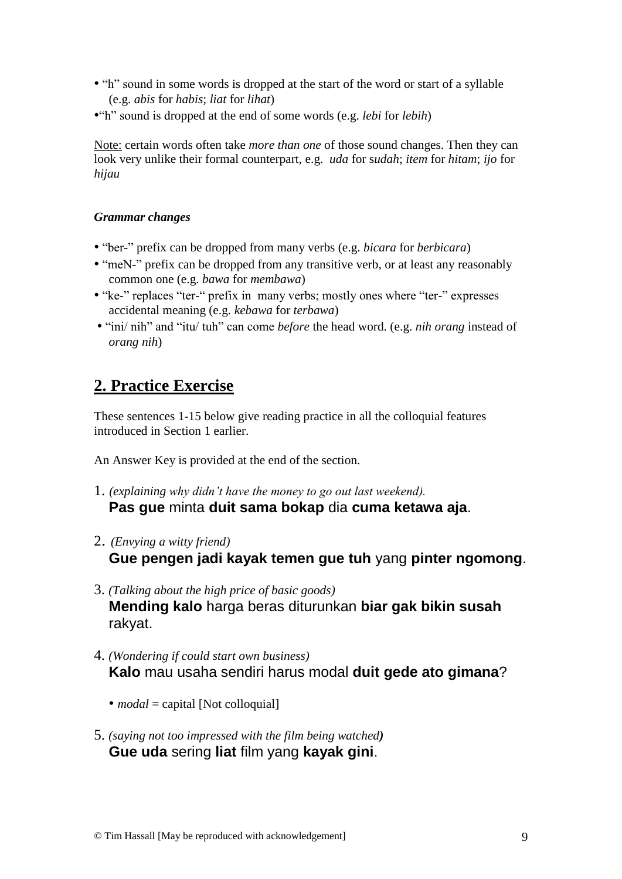- “h” sound in some words is dropped at the start of the word or start of a syllable (e.g. *abis* for *habis*; *liat* for *lihat*)
- “h” sound is dropped at the end of some words (e.g. *lebi* for *lebih*)

Note: certain words often take *more than one* of those sound changes. Then they can look very unlike their formal counterpart, e.g. *uda* for s*udah*; *item* for *hitam*; *ijo* for *hijau*

***Grammar changes***

- “ber-” prefix can be dropped from many verbs (e.g. *bicara* for *berbicara*)
- “meN-” prefix can be dropped from any transitive verb, or at least any reasonably common one (e.g. *bawa* for *membawa*)
- “ke-” replaces “ter-“ prefix in many verbs; mostly ones where “ter-” expresses accidental meaning (e.g. *kebawa* for *terbawa*)
- “ini/ nih” and “itu/ tuh” can come *before* the head word. (e.g. *nih orang* instead of *orang nih*)

## 2. Practice Exercise

These sentences 1-15 below give reading practice in all the colloquial features introduced in Section 1 earlier.

An Answer Key is provided at the end of the section.

1. *(explaining why didn’t have the money to go out last weekend).*
   **Pas gue** minta **duit sama bokap** dia **cuma ketawa aja**.

2. *(Envying a witty friend)*
   **Gue pengen jadi kayak temen gue tuh** yang **pinter ngomong**.

3. *(Talking about the high price of basic goods)*
   **Mending kalo** harga beras diturunkan **biar gak bikin susah** rakyat.

4. *(Wondering if could start own business)*
   **Kalo** mau usaha sendiri harus modal **duit gede ato gimana**?

   - *modal* = capital [Not colloquial]

5. *(saying not too impressed with the film being watched)*
   **Gue uda** sering **liat** film yang **kayak gini**.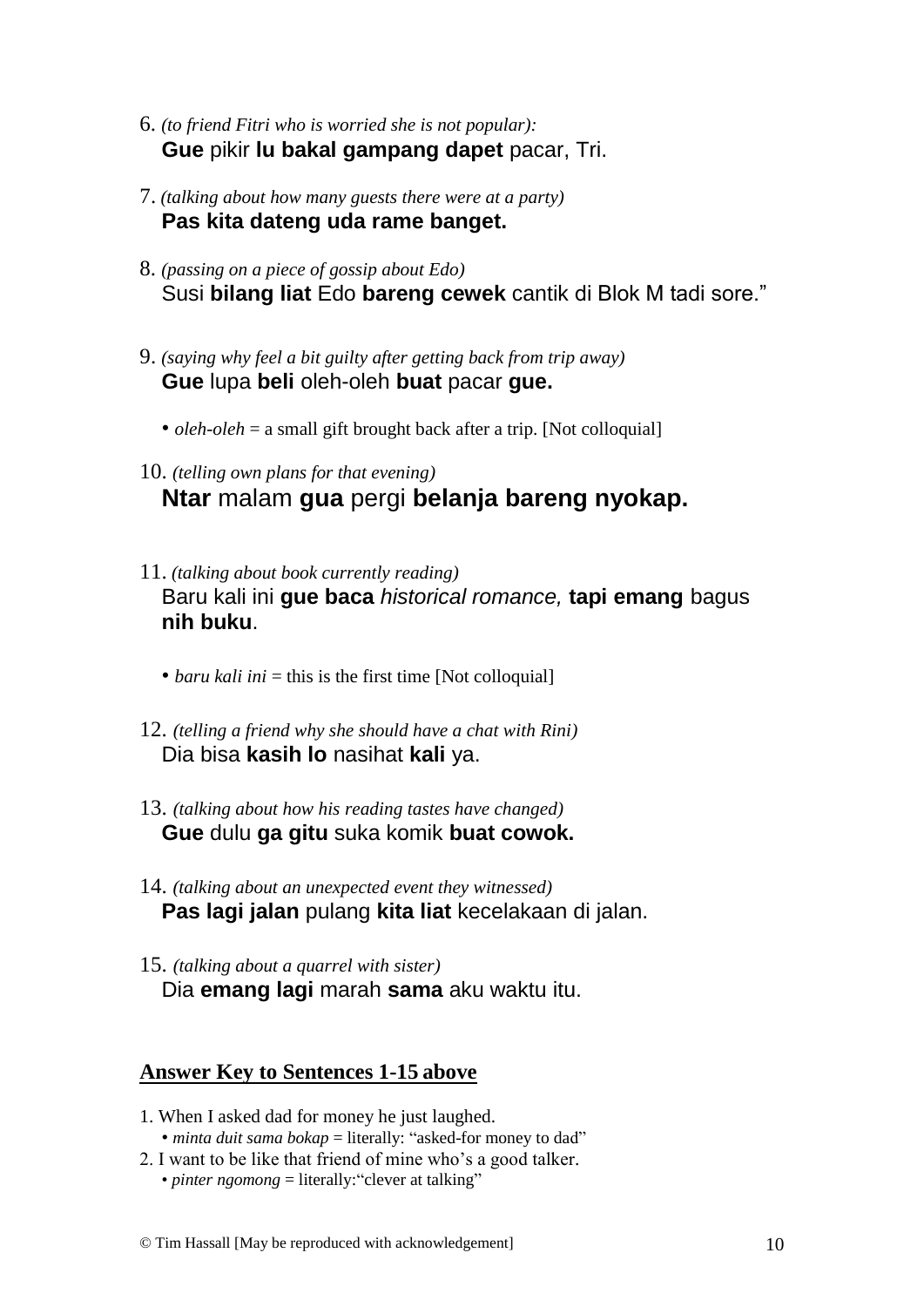6. *(to friend Fitri who is worried she is not popular):*
   **Gue** pikir **lu bakal gampang dapet** pacar, Tri.

7. *(talking about how many guests there were at a party)*
   **Pas kita dateng uda rame banget.**

8. *(passing on a piece of gossip about Edo)*
   Susi **bilang liat** Edo **bareng cewek** cantik di Blok M tadi sore."

9. *(saying why feel a bit guilty after getting back from trip away)*
   **Gue** lupa **beli** oleh-oleh **buat** pacar **gue.**

   • *oleh-oleh* = a small gift brought back after a trip. [Not colloquial]

10. *(telling own plans for that evening)*
    **Ntar** malam **gua** pergi **belanja bareng nyokap.**

11. *(talking about book currently reading)*
    Baru kali ini **gue baca** *historical romance,* **tapi emang** bagus **nih buku**.

    • *baru kali ini* = this is the first time [Not colloquial]

12. *(telling a friend why she should have a chat with Rini)*
    Dia bisa **kasih lo** nasihat **kali** ya.

13. *(talking about how his reading tastes have changed)*
    **Gue** dulu **ga gitu** suka komik **buat cowok.**

14. *(talking about an unexpected event they witnessed)*
    **Pas lagi jalan** pulang **kita liat** kecelakaan di jalan.

15. *(talking about a quarrel with sister)*
    Dia **emang lagi** marah **sama** aku waktu itu.

## Answer Key to Sentences 1-15 above

1. When I asked dad for money he just laughed.
   • *minta duit sama bokap* = literally: "asked-for money to dad"
2. I want to be like that friend of mine who's a good talker.
   • *pinter ngomong* = literally:"clever at talking"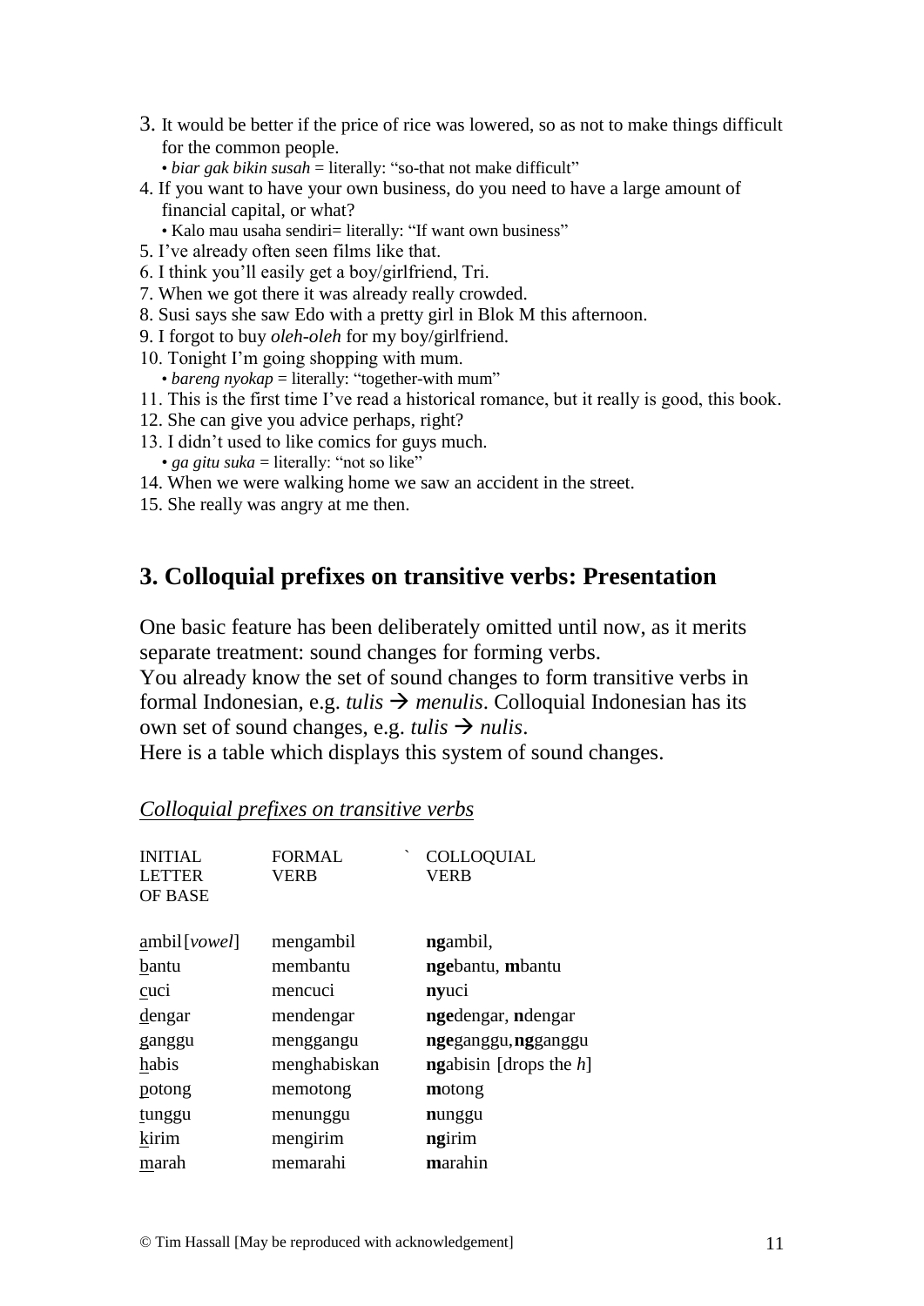3. It would be better if the price of rice was lowered, so as not to make things difficult for the common people.
   • *biar gak bikin susah* = literally: "so-that not make difficult"
4. If you want to have your own business, do you need to have a large amount of financial capital, or what?
   • Kalo mau usaha sendiri= literally: "If want own business"
5. I've already often seen films like that.
6. I think you'll easily get a boy/girlfriend, Tri.
7. When we got there it was already really crowded.
8. Susi says she saw Edo with a pretty girl in Blok M this afternoon.
9. I forgot to buy *oleh-oleh* for my boy/girlfriend.
10. Tonight I'm going shopping with mum.
    • *bareng nyokap* = literally: "together-with mum"
11. This is the first time I've read a historical romance, but it really is good, this book.
12. She can give you advice perhaps, right?
13. I didn't used to like comics for guys much.
    • *ga gitu suka* = literally: "not so like"
14. When we were walking home we saw an accident in the street.
15. She really was angry at me then.

## 3. Colloquial prefixes on transitive verbs: Presentation

One basic feature has been deliberately omitted until now, as it merits separate treatment: sound changes for forming verbs.
You already know the set of sound changes to form transitive verbs in formal Indonesian, e.g. *tulis* → *menulis*. Colloquial Indonesian has its own set of sound changes, e.g. *tulis* → *nulis*.
Here is a table which displays this system of sound changes.

*Colloquial prefixes on transitive verbs*

| INITIAL LETTER OF BASE | FORMAL VERB | COLLOQUIAL VERB |
|---|---|---|
| ambil [*vowel*] | mengambil | **ng**ambil, |
| bantu | membantu | **nge**bantu, **m**bantu |
| cuci | mencuci | **ny**uci |
| dengar | mendengar | **nge**dengar, **n**dengar |
| ganggu | menggangu | **nge**ganggu, **ng**ganggu |
| habis | menghabiskan | **ng**abisin [drops the *h*] |
| potong | memotong | **m**otong |
| tunggu | menunggu | **n**unggu |
| kirim | mengirim | **ng**irim |
| marah | memarahi | **m**arahin |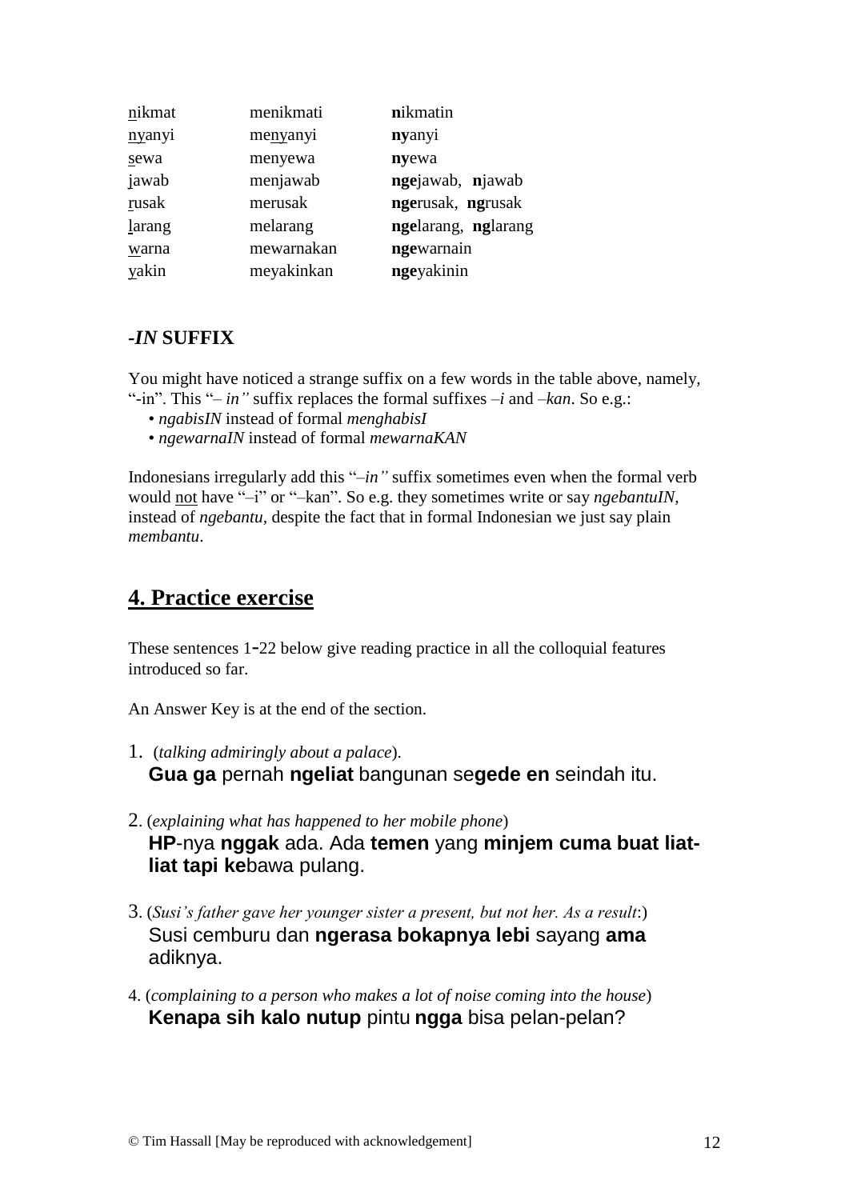| | | |
|---|---|---|
| nikmat | menikmati | **n**ikmatin |
| nyanyi | menyanyi | **ny**anyi |
| sewa | menyewa | **ny**ewa |
| jawab | menjawab | **nge**jawab, **n**jawab |
| rusak | merusak | **nge**rusak, **ng**rusak |
| larang | melarang | **nge**larang, **ng**larang |
| warna | mewarnakan | **nge**warnain |
| yakin | meyakinkan | **nge**yakinin |

### -*IN* SUFFIX

You might have noticed a strange suffix on a few words in the table above, namely, "-in". This "*– in"* suffix replaces the formal suffixes *–i* and *–kan*. So e.g.:

- *ngabisIN* instead of formal *menghabisI*
- *ngewarnaIN* instead of formal *mewarnaKAN*

Indonesians irregularly add this "*–in"* suffix sometimes even when the formal verb would not have "–i" or "–kan". So e.g. they sometimes write or say *ngebantuIN*, instead of *ngebantu*, despite the fact that in formal Indonesian we just say plain *membantu*.

## 4. Practice exercise

These sentences 1-22 below give reading practice in all the colloquial features introduced so far.

An Answer Key is at the end of the section.

1. (*talking admiringly about a palace*).
   **Gua ga** pernah **ngeliat** bangunan se**gede en** seindah itu.

2. (*explaining what has happened to her mobile phone*)
   **HP**-nya **nggak** ada. Ada **temen** yang **minjem cuma buat liat-liat tapi ke**bawa pulang.

3. (*Susi's father gave her younger sister a present, but not her. As a result*:)
   Susi cemburu dan **ngerasa bokapnya lebi** sayang **ama** adiknya.

4. (*complaining to a person who makes a lot of noise coming into the house*)
   **Kenapa sih kalo nutup** pintu **ngga** bisa pelan-pelan?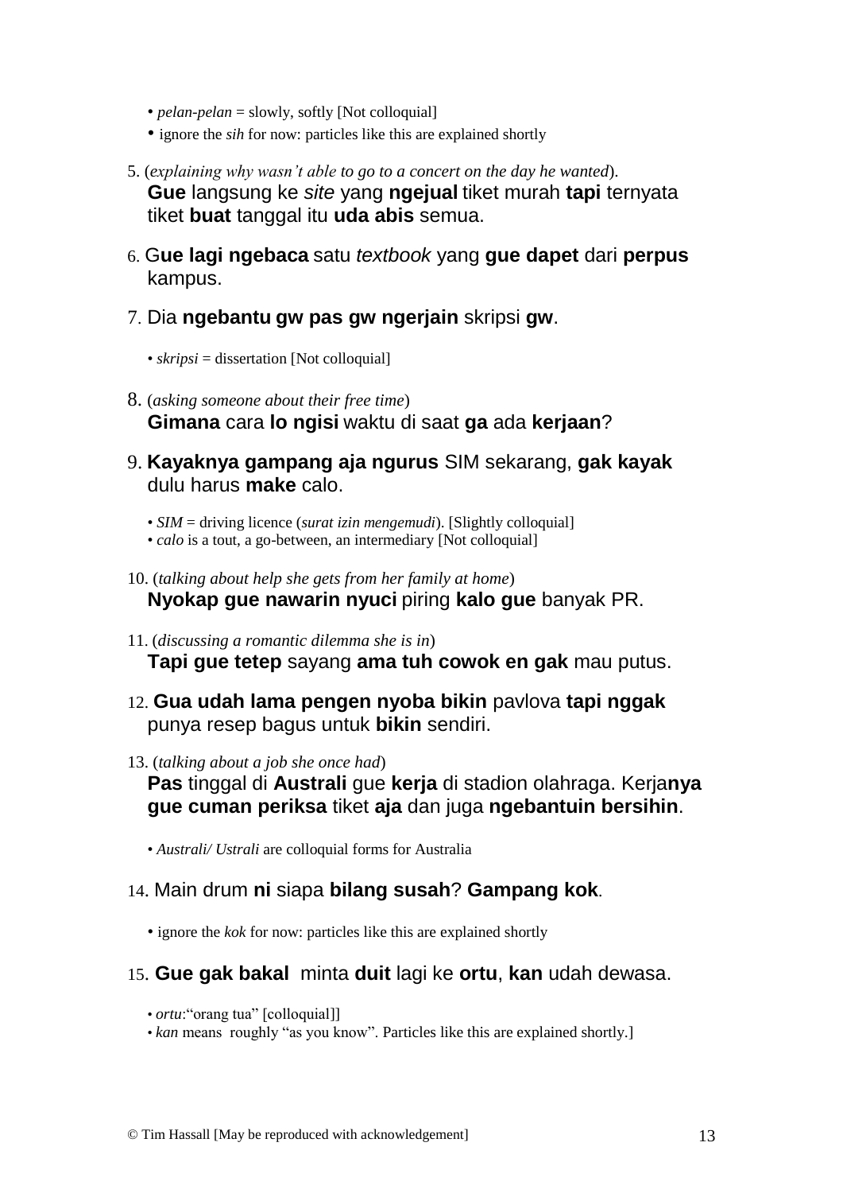- *pelan-pelan* = slowly, softly [Not colloquial]
- ignore the *sih* for now: particles like this are explained shortly

5. (*explaining why wasn't able to go to a concert on the day he wanted*).
   **Gue** langsung ke *site* yang **ngejual** tiket murah **tapi** ternyata tiket **buat** tanggal itu **uda abis** semua.

6. G**ue lagi ngebaca** satu *textbook* yang **gue dapet** dari **perpus** kampus.

7. Dia **ngebantu gw pas gw ngerjain** skripsi **gw**.

   - *skripsi* = dissertation [Not colloquial]

8. (*asking someone about their free time*)
   **Gimana** cara **lo ngisi** waktu di saat **ga** ada **kerjaan**?

9. **Kayaknya gampang aja ngurus** SIM sekarang, **gak kayak** dulu harus **make** calo.

   - *SIM* = driving licence (*surat izin mengemudi*). [Slightly colloquial]
   - *calo* is a tout, a go-between, an intermediary [Not colloquial]

10. (*talking about help she gets from her family at home*)
    **Nyokap gue nawarin nyuci** piring **kalo gue** banyak PR.

11. (*discussing a romantic dilemma she is in*)
    **Tapi gue tetep** sayang **ama tuh cowok en gak** mau putus.

12. **Gua udah lama pengen nyoba bikin** pavlova **tapi nggak** punya resep bagus untuk **bikin** sendiri.

13. (*talking about a job she once had*)
    **Pas** tinggal di **Australi** gue **kerja** di stadion olahraga. Kerja**nya gue cuman periksa** tiket **aja** dan juga **ngebantuin bersihin**.

    - *Australi/ Ustrali* are colloquial forms for Australia

14. Main drum **ni** siapa **bilang susah**? **Gampang kok**.

    - ignore the *kok* for now: particles like this are explained shortly

15. **Gue gak bakal** minta **duit** lagi ke **ortu**, **kan** udah dewasa.

    - *ortu*:"orang tua" [colloquial]]
    - *kan* means roughly "as you know". Particles like this are explained shortly.]

© Tim Hassall [May be reproduced with acknowledgement]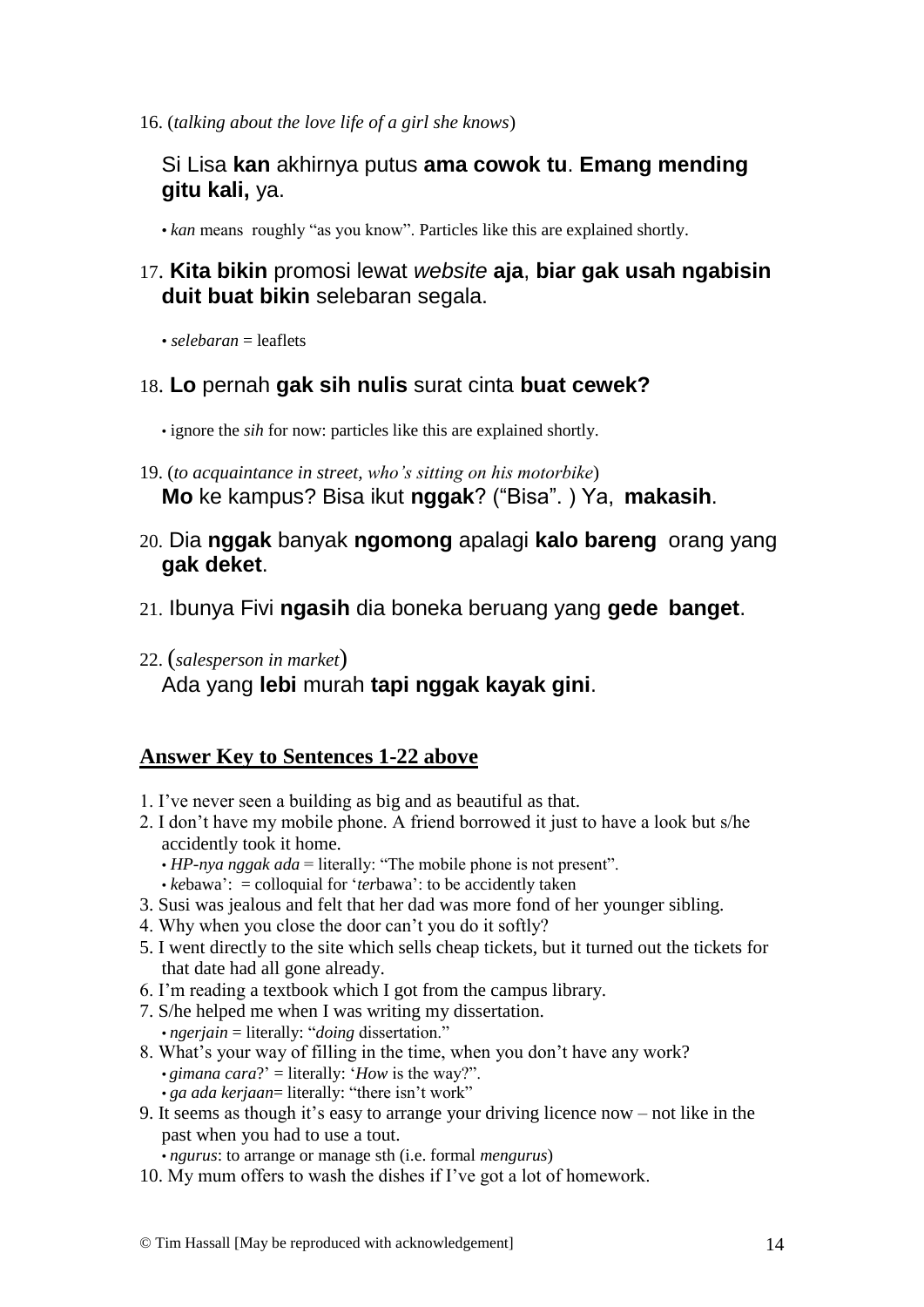16. (*talking about the love life of a girl she knows*)

Si Lisa **kan** akhirnya putus **ama cowok tu**. **Emang mending gitu kali,** ya.

• *kan* means roughly "as you know". Particles like this are explained shortly.

17. **Kita bikin** promosi lewat *website* **aja**, **biar gak usah ngabisin duit buat bikin** selebaran segala.

• *selebaran* = leaflets

18. **Lo** pernah **gak sih nulis** surat cinta **buat cewek?**

• ignore the *sih* for now: particles like this are explained shortly.

19. (*to acquaintance in street, who's sitting on his motorbike*)
**Mo** ke kampus? Bisa ikut **nggak**? ("Bisa". ) Ya, **makasih**.

20. Dia **nggak** banyak **ngomong** apalagi **kalo bareng** orang yang **gak deket**.

21. Ibunya Fivi **ngasih** dia boneka beruang yang **gede banget**.

22. (*salesperson in market*)
Ada yang **lebi** murah **tapi nggak kayak gini**.

## Answer Key to Sentences 1-22 above

1. I've never seen a building as big and as beautiful as that.
2. I don't have my mobile phone. A friend borrowed it just to have a look but s/he accidently took it home.
   • *HP-nya nggak ada* = literally: "The mobile phone is not present".
   • *ke*bawa': = colloquial for '*ter*bawa': to be accidently taken
3. Susi was jealous and felt that her dad was more fond of her younger sibling.
4. Why when you close the door can't you do it softly?
5. I went directly to the site which sells cheap tickets, but it turned out the tickets for that date had all gone already.
6. I'm reading a textbook which I got from the campus library.
7. S/he helped me when I was writing my dissertation.
   • *ngerjain* = literally: "*doing* dissertation."
8. What's your way of filling in the time, when you don't have any work?
   • *gimana cara*?' = literally: '*How* is the way?".
   • *ga ada kerjaan*= literally: "there isn't work"
9. It seems as though it's easy to arrange your driving licence now – not like in the past when you had to use a tout.
   • *ngurus*: to arrange or manage sth (i.e. formal *mengurus*)
10. My mum offers to wash the dishes if I've got a lot of homework.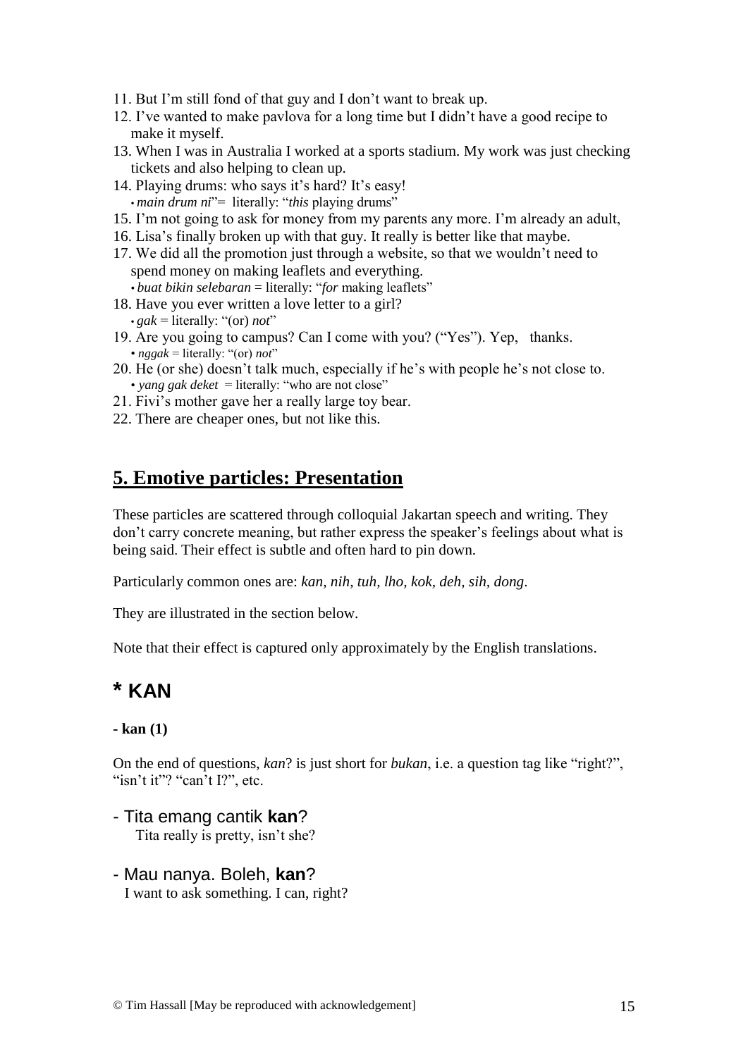11. But I'm still fond of that guy and I don't want to break up.
12. I've wanted to make pavlova for a long time but I didn't have a good recipe to make it myself.
13. When I was in Australia I worked at a sports stadium. My work was just checking tickets and also helping to clean up.
14. Playing drums: who says it's hard? It's easy!
    • *main drum ni*"= literally: "*this* playing drums"
15. I'm not going to ask for money from my parents any more. I'm already an adult,
16. Lisa's finally broken up with that guy. It really is better like that maybe.
17. We did all the promotion just through a website, so that we wouldn't need to spend money on making leaflets and everything.
    • *buat bikin selebaran* = literally: "*for* making leaflets"
18. Have you ever written a love letter to a girl?
    • *gak* = literally: "(or) *not*"
19. Are you going to campus? Can I come with you? ("Yes"). Yep, thanks.
    • *nggak* = literally: "(or) *not*"
20. He (or she) doesn't talk much, especially if he's with people he's not close to.
    • *yang gak deket* = literally: "who are not close"
21. Fivi's mother gave her a really large toy bear.
22. There are cheaper ones, but not like this.

## 5. Emotive particles: Presentation

These particles are scattered through colloquial Jakartan speech and writing. They don't carry concrete meaning, but rather express the speaker's feelings about what is being said. Their effect is subtle and often hard to pin down.

Particularly common ones are: *kan, nih, tuh, lho, kok, deh, sih, dong*.

They are illustrated in the section below.

Note that their effect is captured only approximately by the English translations.

## * KAN

**- kan (1)**

On the end of questions, *kan*? is just short for *bukan*, i.e. a question tag like "right?", "isn't it"? "can't I?", etc.

- Tita emang cantik **kan**?
  Tita really is pretty, isn't she?

- Mau nanya. Boleh, **kan**?
  I want to ask something. I can, right?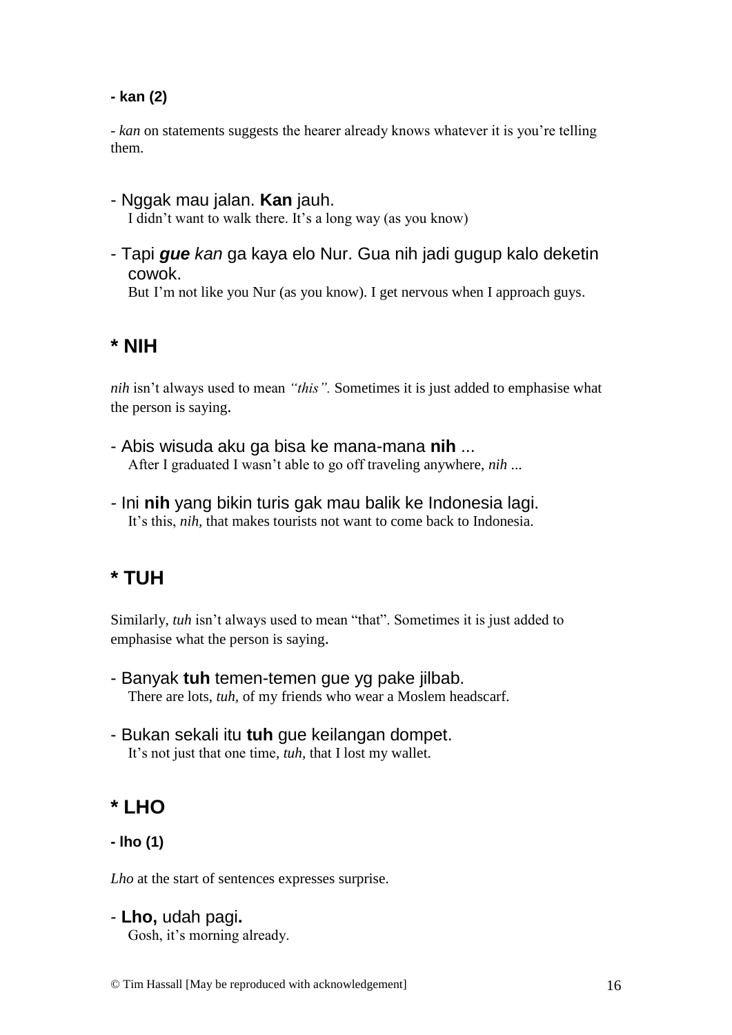**- kan (2)**

- *kan* on statements suggests the hearer already knows whatever it is you're telling them.

- Nggak mau jalan. **Kan** jauh.
  I didn't want to walk there. It's a long way (as you know)

- Tapi ***gue*** *kan* ga kaya elo Nur. Gua nih jadi gugup kalo deketin cowok.
  But I'm not like you Nur (as you know). I get nervous when I approach guys.

## * NIH

*nih* isn't always used to mean *"this".* Sometimes it is just added to emphasise what the person is saying.

- Abis wisuda aku ga bisa ke mana-mana **nih** ...
  After I graduated I wasn't able to go off traveling anywhere, *nih* ...

- Ini **nih** yang bikin turis gak mau balik ke Indonesia lagi.
  It's this, *nih,* that makes tourists not want to come back to Indonesia.

## * TUH

Similarly, *tuh* isn't always used to mean "that". Sometimes it is just added to emphasise what the person is saying.

- Banyak **tuh** temen-temen gue yg pake jilbab.
  There are lots, *tuh,* of my friends who wear a Moslem headscarf.

- Bukan sekali itu **tuh** gue keilangan dompet.
  It's not just that one time, *tuh,* that I lost my wallet.

## * LHO

**- lho (1)**

*Lho* at the start of sentences expresses surprise.

- **Lho,** udah pagi**.**
  Gosh, it's morning already.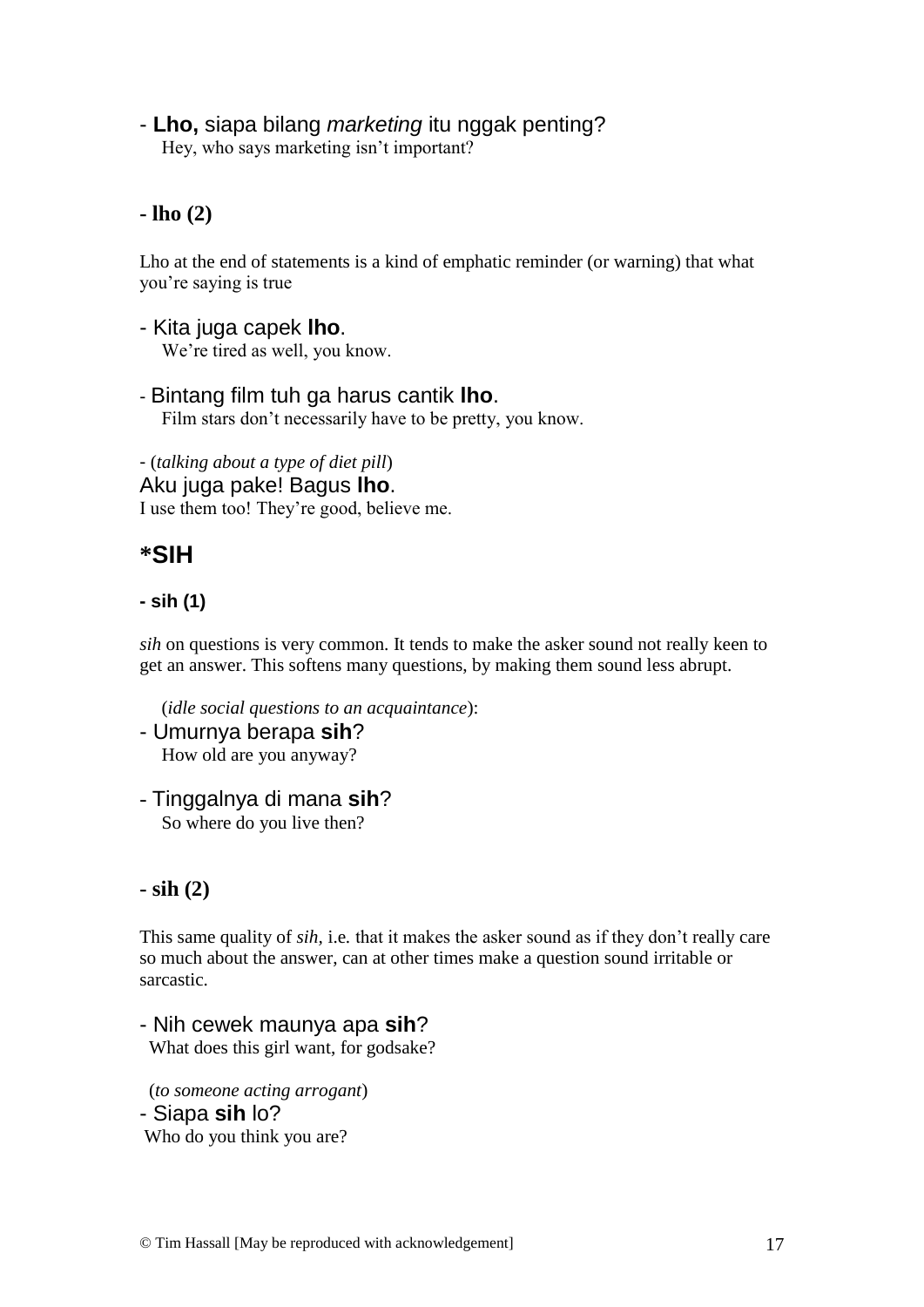- **Lho,** siapa bilang *marketing* itu nggak penting?
  Hey, who says marketing isn't important?

### - lho (2)

Lho at the end of statements is a kind of emphatic reminder (or warning) that what you're saying is true

- Kita juga capek **lho**.
  We're tired as well, you know.

- Bintang film tuh ga harus cantik **lho**.
  Film stars don't necessarily have to be pretty, you know.

- (*talking about a type of diet pill*)
Aku juga pake! Bagus **lho**.
I use them too! They're good, believe me.

## *SIH

### - sih (1)

*sih* on questions is very common. It tends to make the asker sound not really keen to get an answer. This softens many questions, by making them sound less abrupt.

(*idle social questions to an acquaintance*):

- Umurnya berapa **sih**?
  How old are you anyway?

- Tinggalnya di mana **sih**?
  So where do you live then?

### - sih (2)

This same quality of *sih,* i.e. that it makes the asker sound as if they don't really care so much about the answer, can at other times make a question sound irritable or sarcastic.

- Nih cewek maunya apa **sih**?
  What does this girl want, for godsake?

(*to someone acting arrogant*)
- Siapa **sih** lo?
Who do you think you are?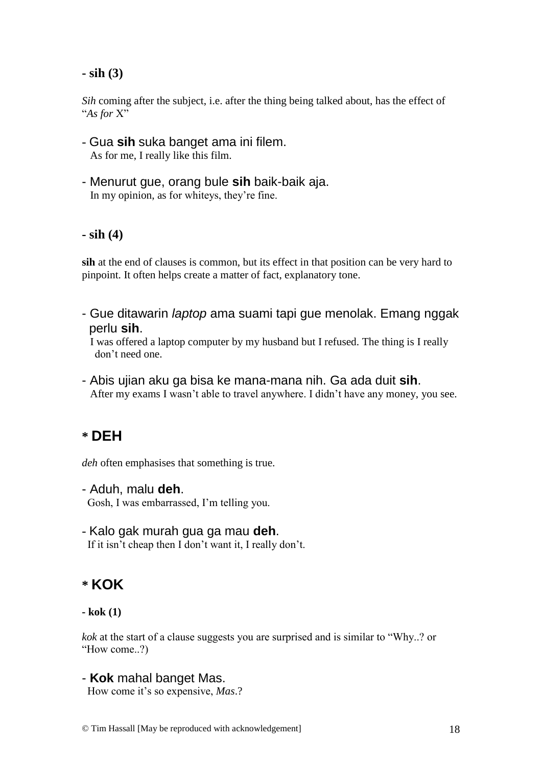**- sih (3)**

*Sih* coming after the subject, i.e. after the thing being talked about, has the effect of "*As for* X"

- Gua **sih** suka banget ama ini filem.
  As for me, I really like this film.

- Menurut gue, orang bule **sih** baik-baik aja.
  In my opinion, as for whiteys, they're fine.

**- sih (4)**

**sih** at the end of clauses is common, but its effect in that position can be very hard to pinpoint. It often helps create a matter of fact, explanatory tone.

- Gue ditawarin *laptop* ama suami tapi gue menolak. Emang nggak perlu **sih**.
  I was offered a laptop computer by my husband but I refused. The thing is I really don't need one.

- Abis ujian aku ga bisa ke mana-mana nih. Ga ada duit **sih**.
  After my exams I wasn't able to travel anywhere. I didn't have any money, you see.

## * DEH

*deh* often emphasises that something is true.

- Aduh, malu **deh**.
  Gosh, I was embarrassed, I'm telling you.

- Kalo gak murah gua ga mau **deh**.
  If it isn't cheap then I don't want it, I really don't.

## * KOK

**- kok (1)**

*kok* at the start of a clause suggests you are surprised and is similar to "Why..? or "How come..?)

- **Kok** mahal banget Mas.
  How come it's so expensive, *Mas*.?

© Tim Hassall [May be reproduced with acknowledgement]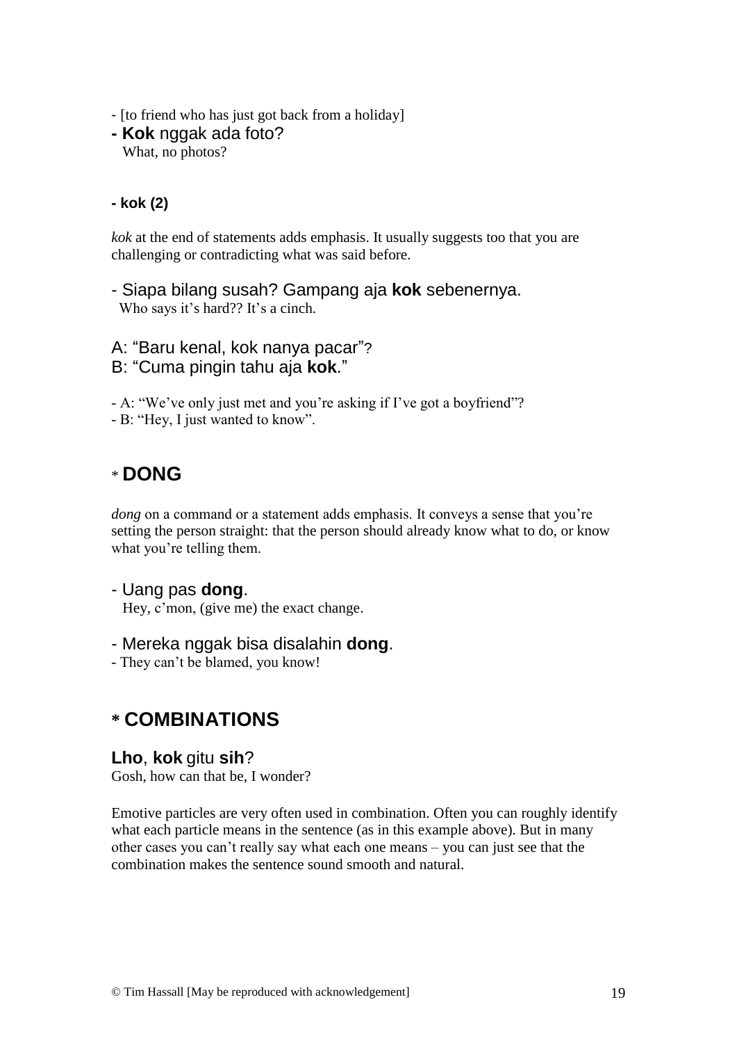- [to friend who has just got back from a holiday]

- **Kok** nggak ada foto?
  What, no photos?

**- kok (2)**

*kok* at the end of statements adds emphasis. It usually suggests too that you are challenging or contradicting what was said before.

- Siapa bilang susah? Gampang aja **kok** sebenernya.
  Who says it's hard?? It's a cinch.

A: "Baru kenal, kok nanya pacar"?
B: "Cuma pingin tahu aja **kok**."

- A: "We've only just met and you're asking if I've got a boyfriend"?
- B: "Hey, I just wanted to know".

## * DONG

*dong* on a command or a statement adds emphasis. It conveys a sense that you're setting the person straight: that the person should already know what to do, or know what you're telling them.

- Uang pas **dong**.
  Hey, c'mon, (give me) the exact change.

- Mereka nggak bisa disalahin **dong**.
- They can't be blamed, you know!

## * COMBINATIONS

**Lho**, **kok** gitu **sih**?
Gosh, how can that be, I wonder?

Emotive particles are very often used in combination. Often you can roughly identify what each particle means in the sentence (as in this example above). But in many other cases you can't really say what each one means – you can just see that the combination makes the sentence sound smooth and natural.

© Tim Hassall [May be reproduced with acknowledgement]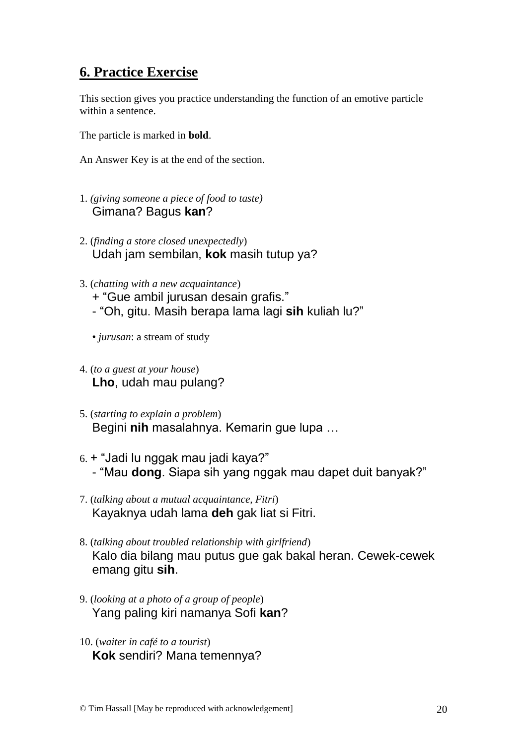## 6. Practice Exercise

This section gives you practice understanding the function of an emotive particle within a sentence.

The particle is marked in **bold**.

An Answer Key is at the end of the section.

1. *(giving someone a piece of food to taste)*
   Gimana? Bagus **kan**?

2. (*finding a store closed unexpectedly*)
   Udah jam sembilan, **kok** masih tutup ya?

3. (*chatting with a new acquaintance*)
   + "Gue ambil jurusan desain grafis."
   - "Oh, gitu. Masih berapa lama lagi **sih** kuliah lu?"

   • *jurusan*: a stream of study

4. (*to a guest at your house*)
   **Lho**, udah mau pulang?

5. (*starting to explain a problem*)
   Begini **nih** masalahnya. Kemarin gue lupa …

6. + "Jadi lu nggak mau jadi kaya?"
   - "Mau **dong**. Siapa sih yang nggak mau dapet duit banyak?"

7. (*talking about a mutual acquaintance, Fitri*)
   Kayaknya udah lama **deh** gak liat si Fitri.

8. (*talking about troubled relationship with girlfriend*)
   Kalo dia bilang mau putus gue gak bakal heran. Cewek-cewek emang gitu **sih**.

9. (*looking at a photo of a group of people*)
   Yang paling kiri namanya Sofi **kan**?

10. (*waiter in café to a tourist*)
    **Kok** sendiri? Mana temennya?

© Tim Hassall [May be reproduced with acknowledgement]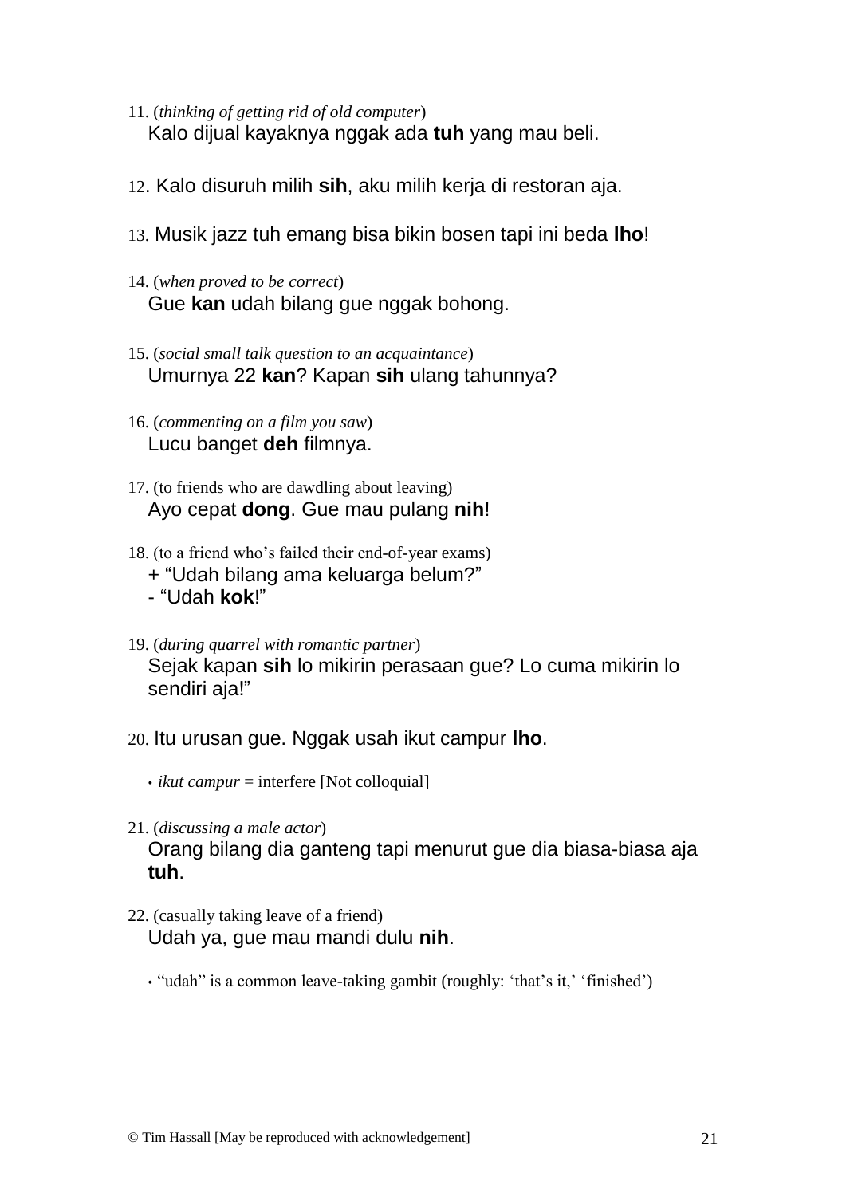11. (*thinking of getting rid of old computer*)
    Kalo dijual kayaknya nggak ada **tuh** yang mau beli.

12. Kalo disuruh milih **sih**, aku milih kerja di restoran aja.

13. Musik jazz tuh emang bisa bikin bosen tapi ini beda **lho**!

14. (*when proved to be correct*)
    Gue **kan** udah bilang gue nggak bohong.

15. (*social small talk question to an acquaintance*)
    Umurnya 22 **kan**? Kapan **sih** ulang tahunnya?

16. (*commenting on a film you saw*)
    Lucu banget **deh** filmnya.

17. (to friends who are dawdling about leaving)
    Ayo cepat **dong**. Gue mau pulang **nih**!

18. (to a friend who's failed their end-of-year exams)
    + "Udah bilang ama keluarga belum?"
    - "Udah **kok**!"

19. (*during quarrel with romantic partner*)
    Sejak kapan **sih** lo mikirin perasaan gue? Lo cuma mikirin lo sendiri aja!"

20. Itu urusan gue. Nggak usah ikut campur **lho**.

    • *ikut campur* = interfere [Not colloquial]

21. (*discussing a male actor*)
    Orang bilang dia ganteng tapi menurut gue dia biasa-biasa aja **tuh**.

22. (casually taking leave of a friend)
    Udah ya, gue mau mandi dulu **nih**.

    • "udah" is a common leave-taking gambit (roughly: 'that's it,' 'finished')

© Tim Hassall [May be reproduced with acknowledgement]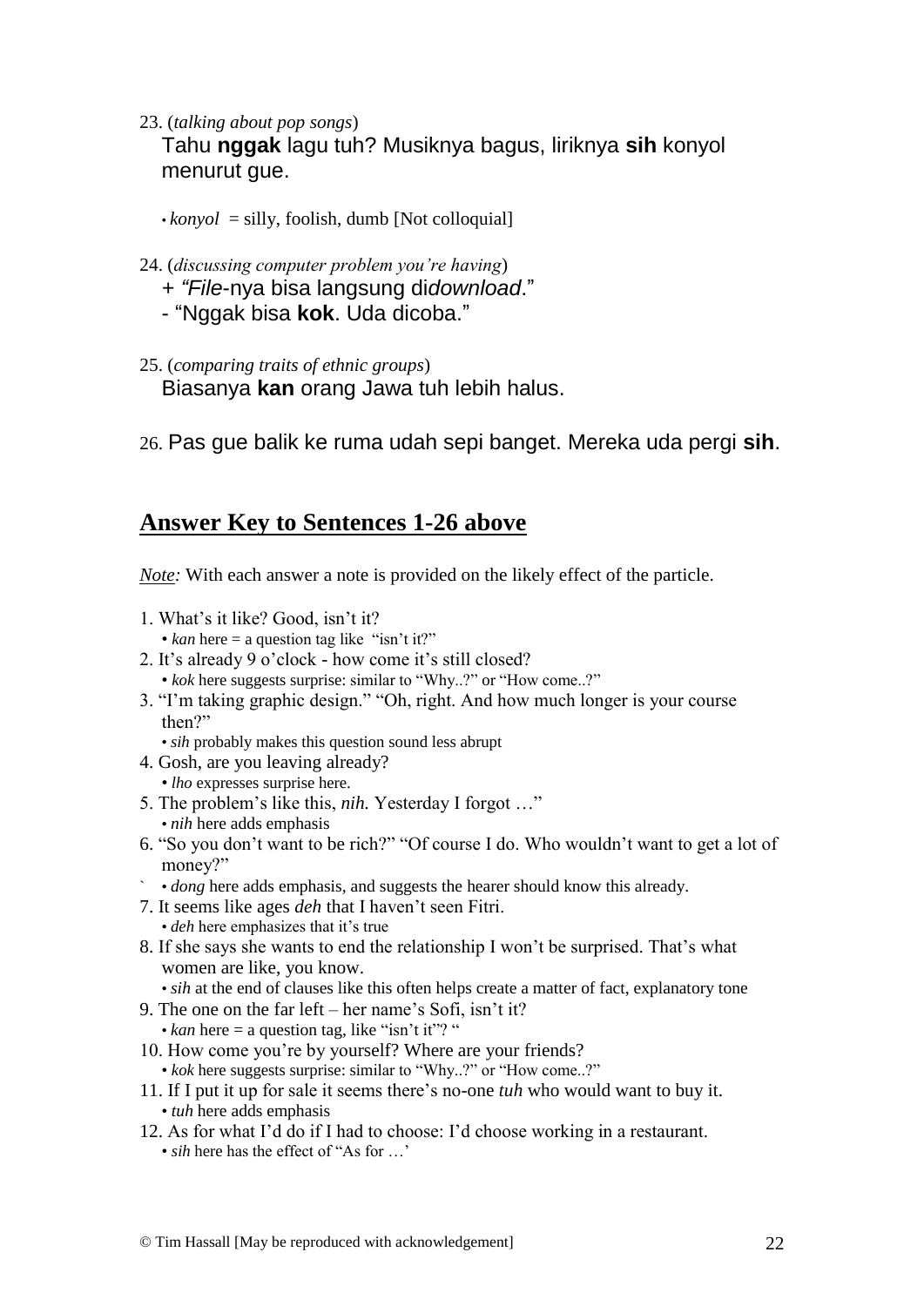23. (*talking about pop songs*)

   Tahu **nggak** lagu tuh? Musiknya bagus, liriknya **sih** konyol menurut gue.

   • *konyol* = silly, foolish, dumb [Not colloquial]

24. (*discussing computer problem you're having*)

   + "*File*-nya bisa langsung di*download*."

   - "Nggak bisa **kok**. Uda dicoba."

25. (*comparing traits of ethnic groups*)

   Biasanya **kan** orang Jawa tuh lebih halus.

26. Pas gue balik ke ruma udah sepi banget. Mereka uda pergi **sih**.

## Answer Key to Sentences 1-26 above

*Note:* With each answer a note is provided on the likely effect of the particle.

1. What's it like? Good, isn't it?
   • *kan* here = a question tag like "isn't it?"
2. It's already 9 o'clock - how come it's still closed?
   • *kok* here suggests surprise: similar to "Why..?" or "How come..?"
3. "I'm taking graphic design." "Oh, right. And how much longer is your course then?"
   • *sih* probably makes this question sound less abrupt
4. Gosh, are you leaving already?
   • *lho* expresses surprise here.
5. The problem's like this, *nih.* Yesterday I forgot …"
   • *nih* here adds emphasis
6. "So you don't want to be rich?" "Of course I do. Who wouldn't want to get a lot of money?"
   • *dong* here adds emphasis, and suggests the hearer should know this already.
7. It seems like ages *deh* that I haven't seen Fitri.
   • *deh* here emphasizes that it's true
8. If she says she wants to end the relationship I won't be surprised. That's what women are like, you know.
   • *sih* at the end of clauses like this often helps create a matter of fact, explanatory tone
9. The one on the far left – her name's Sofi, isn't it?
   • *kan* here = a question tag, like "isn't it"? "
10. How come you're by yourself? Where are your friends?
    • *kok* here suggests surprise: similar to "Why..?" or "How come..?"
11. If I put it up for sale it seems there's no-one *tuh* who would want to buy it.
    • *tuh* here adds emphasis
12. As for what I'd do if I had to choose: I'd choose working in a restaurant.
    • *sih* here has the effect of "As for …'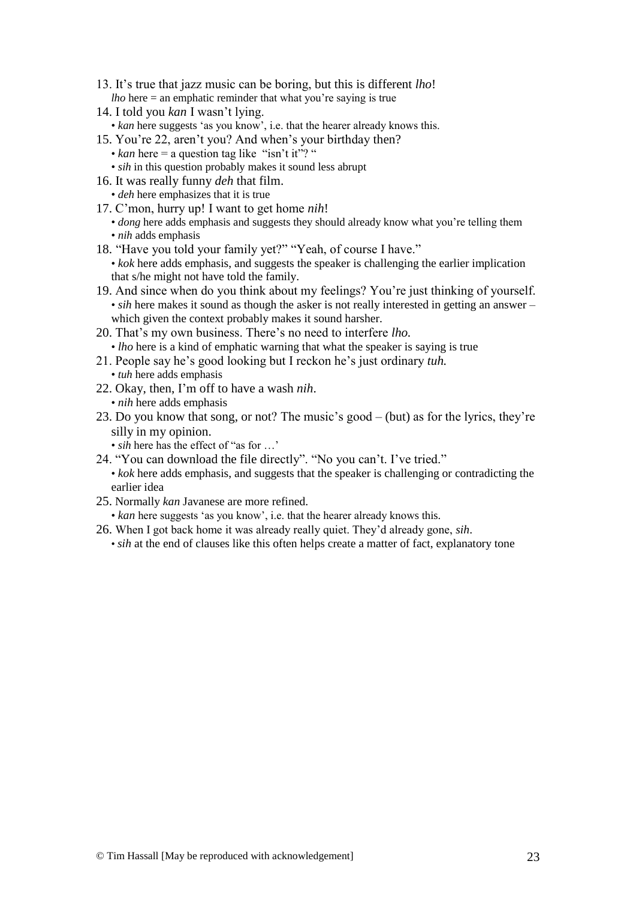13. It's true that jazz music can be boring, but this is different *lho*!
    *lho* here = an emphatic reminder that what you're saying is true
14. I told you *kan* I wasn't lying.
    • *kan* here suggests 'as you know', i.e. that the hearer already knows this.
15. You're 22, aren't you? And when's your birthday then?
    • *kan* here = a question tag like "isn't it"? "
    • *sih* in this question probably makes it sound less abrupt
16. It was really funny *deh* that film.
    • *deh* here emphasizes that it is true
17. C'mon, hurry up! I want to get home *nih*!
    • *dong* here adds emphasis and suggests they should already know what you're telling them
    • *nih* adds emphasis
18. "Have you told your family yet?" "Yeah, of course I have."
    • *kok* here adds emphasis, and suggests the speaker is challenging the earlier implication that s/he might not have told the family.
19. And since when do you think about my feelings? You're just thinking of yourself.
    • *sih* here makes it sound as though the asker is not really interested in getting an answer – which given the context probably makes it sound harsher.
20. That's my own business. There's no need to interfere *lho.*
    • *lho* here is a kind of emphatic warning that what the speaker is saying is true
21. People say he's good looking but I reckon he's just ordinary *tuh.*
    • *tuh* here adds emphasis
22. Okay, then, I'm off to have a wash *nih*.
    • *nih* here adds emphasis
23. Do you know that song, or not? The music's good – (but) as for the lyrics, they're silly in my opinion.
    • *sih* here has the effect of "as for …'
24. "You can download the file directly". "No you can't. I've tried."
    • *kok* here adds emphasis, and suggests that the speaker is challenging or contradicting the earlier idea
25. Normally *kan* Javanese are more refined.
    • *kan* here suggests 'as you know', i.e. that the hearer already knows this.
26. When I got back home it was already really quiet. They'd already gone, *sih*.
    • *sih* at the end of clauses like this often helps create a matter of fact, explanatory tone

© Tim Hassall [May be reproduced with acknowledgement]